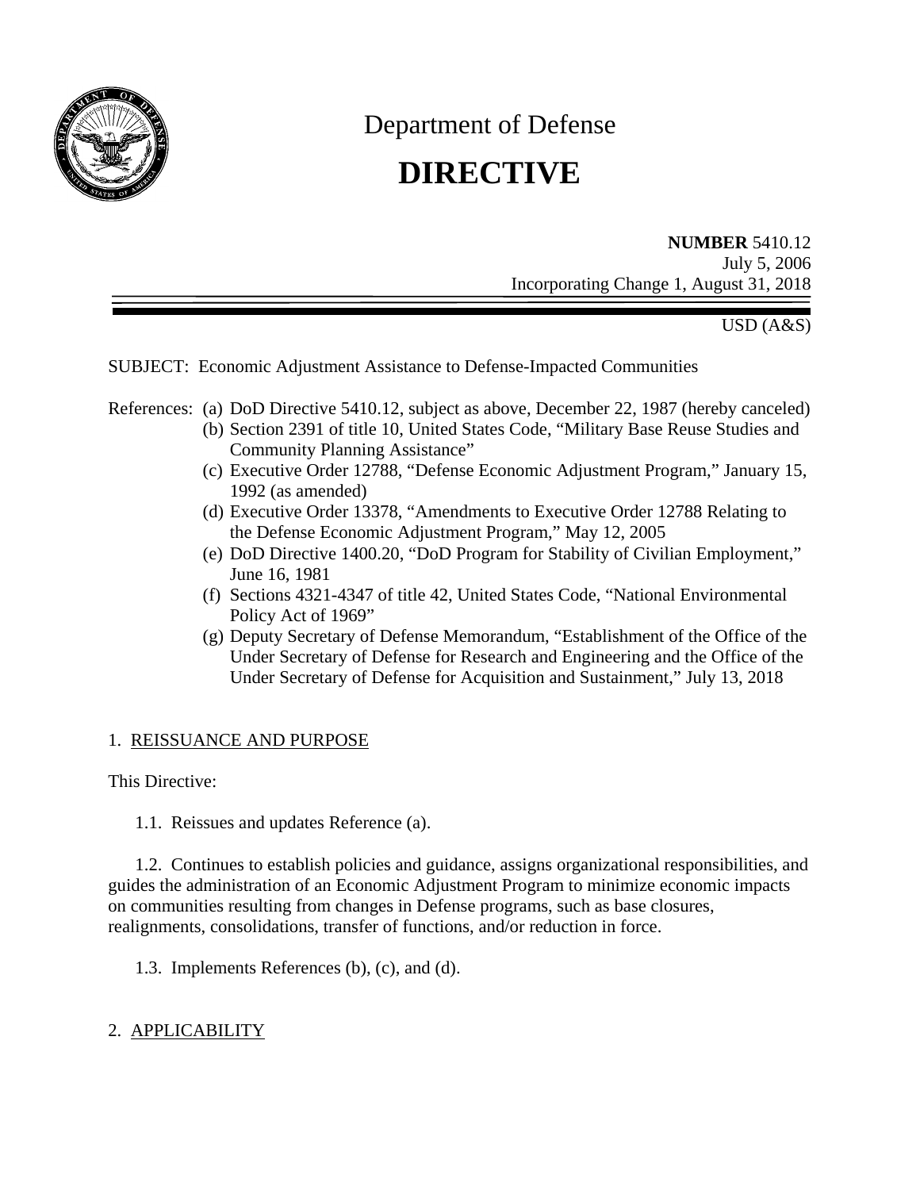# Department of Defense

# DIRECTIVE

**NUMBER** 5410.12
July 5, 2006
Incorporating Change 1, August 31, 2018

USD (A&S)

SUBJECT: Economic Adjustment Assistance to Defense-Impacted Communities

References:
(a) DoD Directive 5410.12, subject as above, December 22, 1987 (hereby canceled)
(b) Section 2391 of title 10, United States Code, "Military Base Reuse Studies and Community Planning Assistance"
(c) Executive Order 12788, "Defense Economic Adjustment Program," January 15, 1992 (as amended)
(d) Executive Order 13378, "Amendments to Executive Order 12788 Relating to the Defense Economic Adjustment Program," May 12, 2005
(e) DoD Directive 1400.20, "DoD Program for Stability of Civilian Employment," June 16, 1981
(f) Sections 4321-4347 of title 42, United States Code, "National Environmental Policy Act of 1969"
(g) Deputy Secretary of Defense Memorandum, "Establishment of the Office of the Under Secretary of Defense for Research and Engineering and the Office of the Under Secretary of Defense for Acquisition and Sustainment," July 13, 2018

## 1. REISSUANCE AND PURPOSE

This Directive:

1.1. Reissues and updates Reference (a).

1.2. Continues to establish policies and guidance, assigns organizational responsibilities, and guides the administration of an Economic Adjustment Program to minimize economic impacts on communities resulting from changes in Defense programs, such as base closures, realignments, consolidations, transfer of functions, and/or reduction in force.

1.3. Implements References (b), (c), and (d).

## 2. APPLICABILITY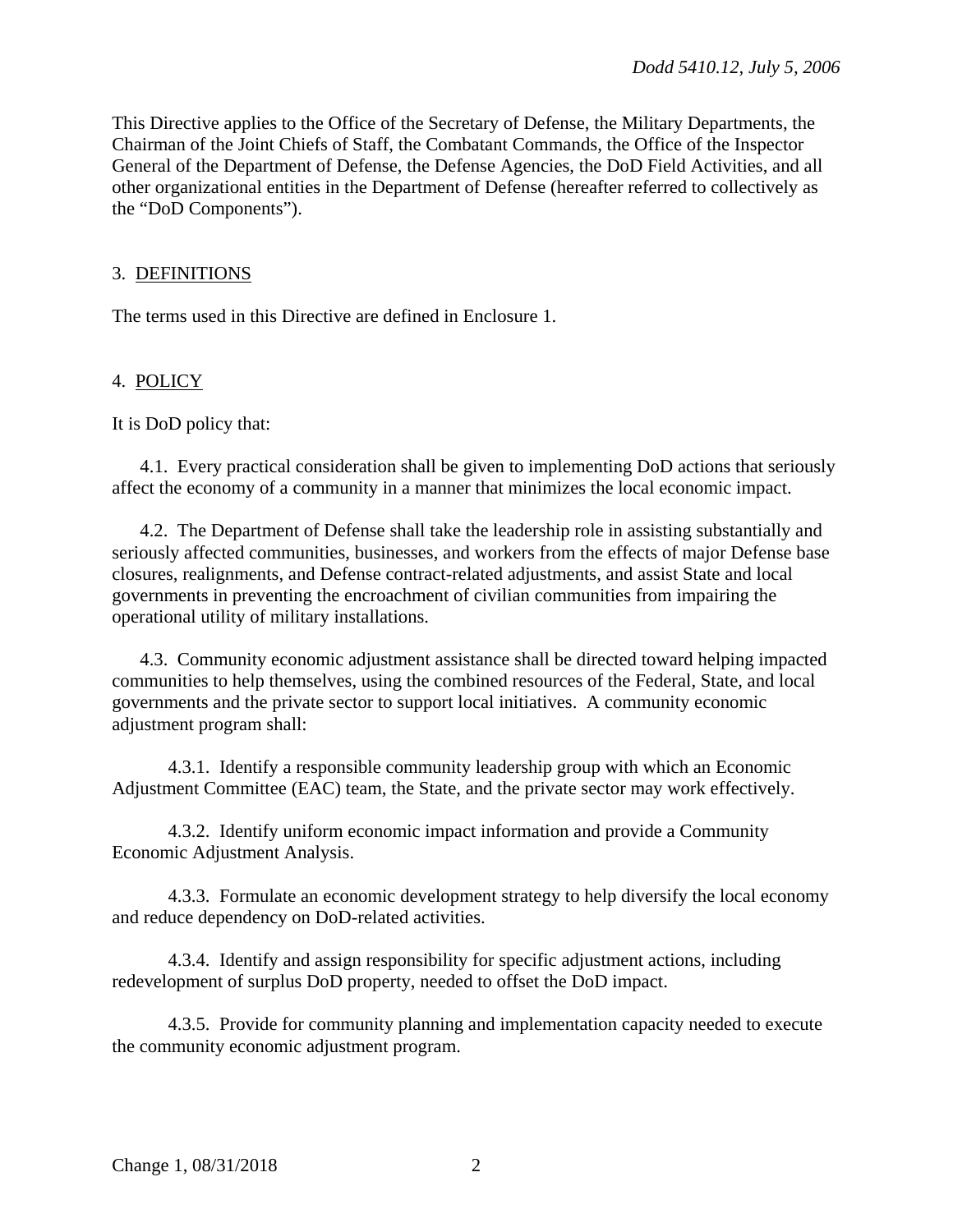This Directive applies to the Office of the Secretary of Defense, the Military Departments, the Chairman of the Joint Chiefs of Staff, the Combatant Commands, the Office of the Inspector General of the Department of Defense, the Defense Agencies, the DoD Field Activities, and all other organizational entities in the Department of Defense (hereafter referred to collectively as the "DoD Components").

## 3. DEFINITIONS

The terms used in this Directive are defined in Enclosure 1.

## 4. POLICY

It is DoD policy that:

4.1. Every practical consideration shall be given to implementing DoD actions that seriously affect the economy of a community in a manner that minimizes the local economic impact.

4.2. The Department of Defense shall take the leadership role in assisting substantially and seriously affected communities, businesses, and workers from the effects of major Defense base closures, realignments, and Defense contract-related adjustments, and assist State and local governments in preventing the encroachment of civilian communities from impairing the operational utility of military installations.

4.3. Community economic adjustment assistance shall be directed toward helping impacted communities to help themselves, using the combined resources of the Federal, State, and local governments and the private sector to support local initiatives. A community economic adjustment program shall:

4.3.1. Identify a responsible community leadership group with which an Economic Adjustment Committee (EAC) team, the State, and the private sector may work effectively.

4.3.2. Identify uniform economic impact information and provide a Community Economic Adjustment Analysis.

4.3.3. Formulate an economic development strategy to help diversify the local economy and reduce dependency on DoD-related activities.

4.3.4. Identify and assign responsibility for specific adjustment actions, including redevelopment of surplus DoD property, needed to offset the DoD impact.

4.3.5. Provide for community planning and implementation capacity needed to execute the community economic adjustment program.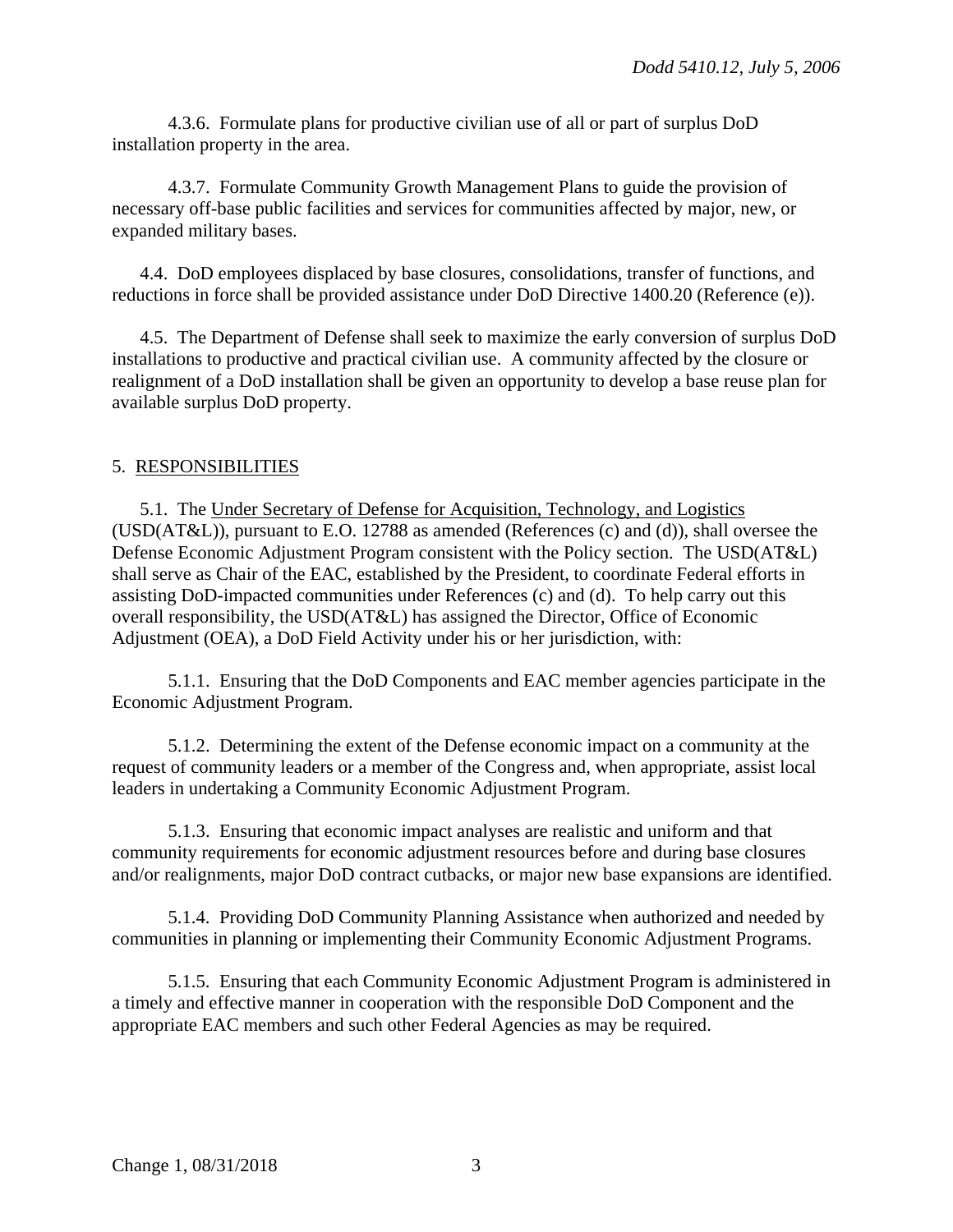4.3.6. Formulate plans for productive civilian use of all or part of surplus DoD installation property in the area.

4.3.7. Formulate Community Growth Management Plans to guide the provision of necessary off-base public facilities and services for communities affected by major, new, or expanded military bases.

4.4. DoD employees displaced by base closures, consolidations, transfer of functions, and reductions in force shall be provided assistance under DoD Directive 1400.20 (Reference (e)).

4.5. The Department of Defense shall seek to maximize the early conversion of surplus DoD installations to productive and practical civilian use. A community affected by the closure or realignment of a DoD installation shall be given an opportunity to develop a base reuse plan for available surplus DoD property.

## 5. RESPONSIBILITIES

5.1. The Under Secretary of Defense for Acquisition, Technology, and Logistics (USD(AT&L)), pursuant to E.O. 12788 as amended (References (c) and (d)), shall oversee the Defense Economic Adjustment Program consistent with the Policy section. The USD(AT&L) shall serve as Chair of the EAC, established by the President, to coordinate Federal efforts in assisting DoD-impacted communities under References (c) and (d). To help carry out this overall responsibility, the USD(AT&L) has assigned the Director, Office of Economic Adjustment (OEA), a DoD Field Activity under his or her jurisdiction, with:

5.1.1. Ensuring that the DoD Components and EAC member agencies participate in the Economic Adjustment Program.

5.1.2. Determining the extent of the Defense economic impact on a community at the request of community leaders or a member of the Congress and, when appropriate, assist local leaders in undertaking a Community Economic Adjustment Program.

5.1.3. Ensuring that economic impact analyses are realistic and uniform and that community requirements for economic adjustment resources before and during base closures and/or realignments, major DoD contract cutbacks, or major new base expansions are identified.

5.1.4. Providing DoD Community Planning Assistance when authorized and needed by communities in planning or implementing their Community Economic Adjustment Programs.

5.1.5. Ensuring that each Community Economic Adjustment Program is administered in a timely and effective manner in cooperation with the responsible DoD Component and the appropriate EAC members and such other Federal Agencies as may be required.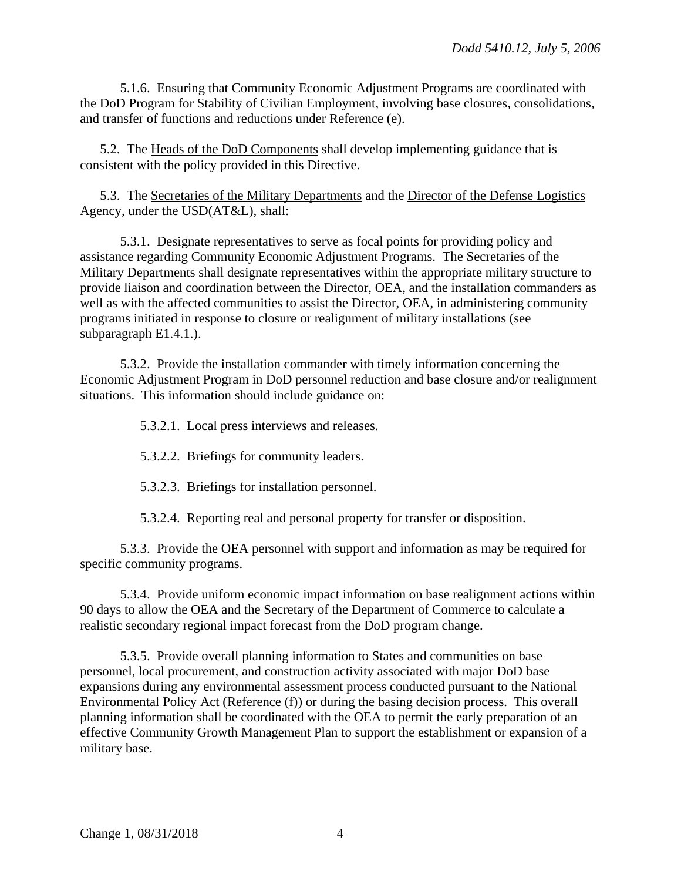5.1.6. Ensuring that Community Economic Adjustment Programs are coordinated with the DoD Program for Stability of Civilian Employment, involving base closures, consolidations, and transfer of functions and reductions under Reference (e).

5.2. The Heads of the DoD Components shall develop implementing guidance that is consistent with the policy provided in this Directive.

5.3. The Secretaries of the Military Departments and the Director of the Defense Logistics Agency, under the USD(AT&L), shall:

5.3.1. Designate representatives to serve as focal points for providing policy and assistance regarding Community Economic Adjustment Programs. The Secretaries of the Military Departments shall designate representatives within the appropriate military structure to provide liaison and coordination between the Director, OEA, and the installation commanders as well as with the affected communities to assist the Director, OEA, in administering community programs initiated in response to closure or realignment of military installations (see subparagraph E1.4.1.).

5.3.2. Provide the installation commander with timely information concerning the Economic Adjustment Program in DoD personnel reduction and base closure and/or realignment situations. This information should include guidance on:

5.3.2.1. Local press interviews and releases.

5.3.2.2. Briefings for community leaders.

5.3.2.3. Briefings for installation personnel.

5.3.2.4. Reporting real and personal property for transfer or disposition.

5.3.3. Provide the OEA personnel with support and information as may be required for specific community programs.

5.3.4. Provide uniform economic impact information on base realignment actions within 90 days to allow the OEA and the Secretary of the Department of Commerce to calculate a realistic secondary regional impact forecast from the DoD program change.

5.3.5. Provide overall planning information to States and communities on base personnel, local procurement, and construction activity associated with major DoD base expansions during any environmental assessment process conducted pursuant to the National Environmental Policy Act (Reference (f)) or during the basing decision process. This overall planning information shall be coordinated with the OEA to permit the early preparation of an effective Community Growth Management Plan to support the establishment or expansion of a military base.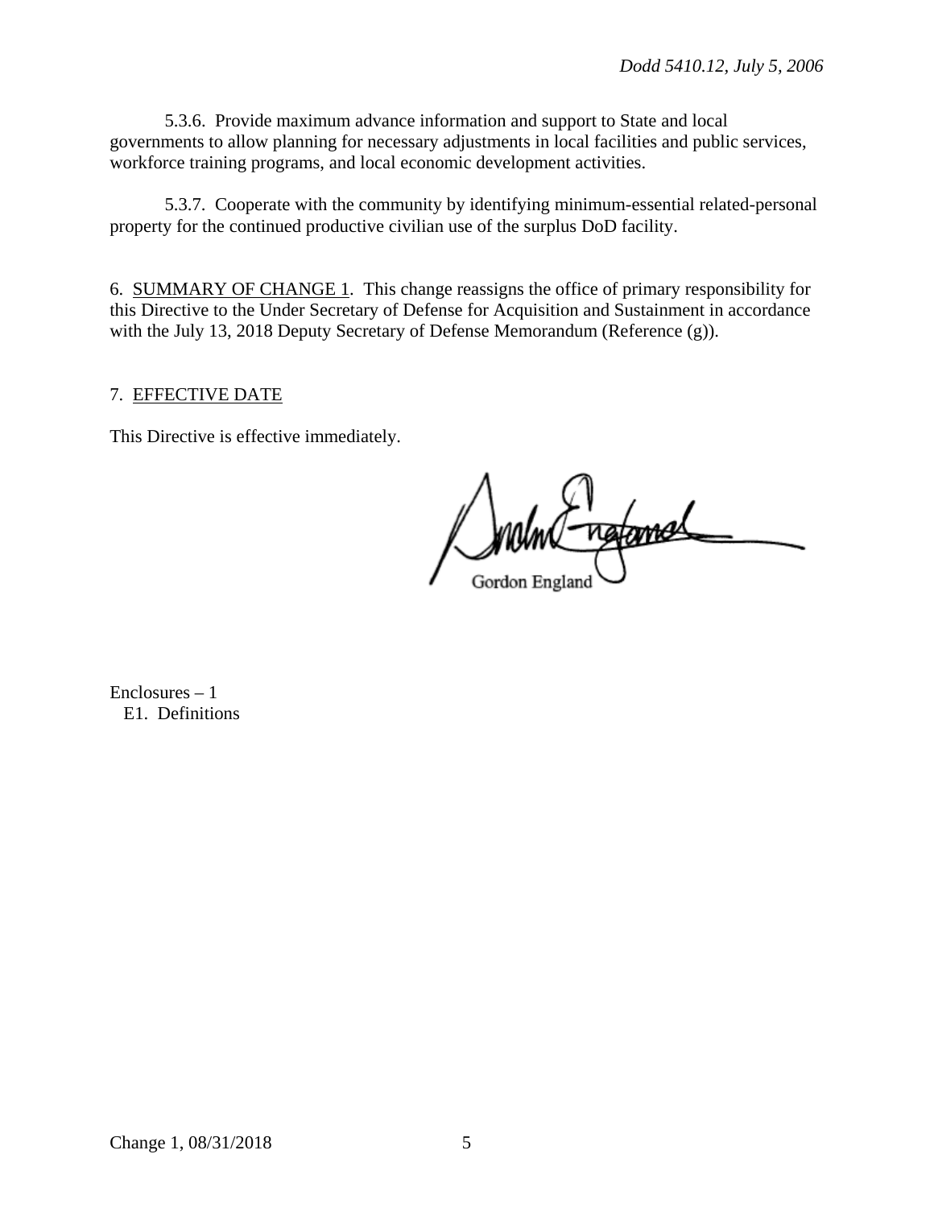5.3.6. Provide maximum advance information and support to State and local governments to allow planning for necessary adjustments in local facilities and public services, workforce training programs, and local economic development activities.

5.3.7. Cooperate with the community by identifying minimum-essential related-personal property for the continued productive civilian use of the surplus DoD facility.

6. SUMMARY OF CHANGE 1. This change reassigns the office of primary responsibility for this Directive to the Under Secretary of Defense for Acquisition and Sustainment in accordance with the July 13, 2018 Deputy Secretary of Defense Memorandum (Reference (g)).

7. EFFECTIVE DATE

This Directive is effective immediately.

Gordon England

Enclosures – 1
E1. Definitions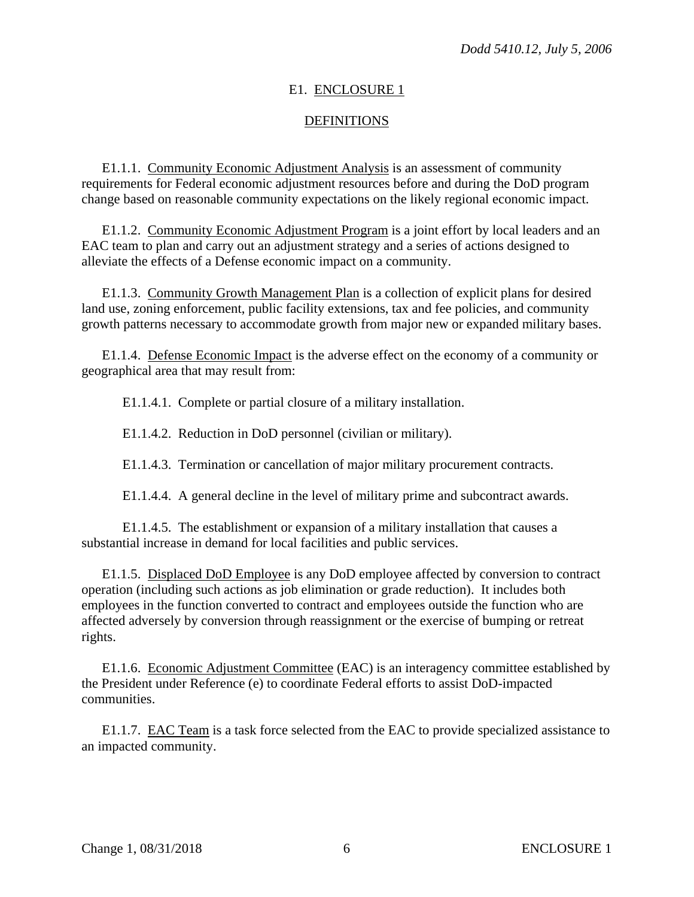## E1. ENCLOSURE 1

## DEFINITIONS

E1.1.1. Community Economic Adjustment Analysis is an assessment of community requirements for Federal economic adjustment resources before and during the DoD program change based on reasonable community expectations on the likely regional economic impact.

E1.1.2. Community Economic Adjustment Program is a joint effort by local leaders and an EAC team to plan and carry out an adjustment strategy and a series of actions designed to alleviate the effects of a Defense economic impact on a community.

E1.1.3. Community Growth Management Plan is a collection of explicit plans for desired land use, zoning enforcement, public facility extensions, tax and fee policies, and community growth patterns necessary to accommodate growth from major new or expanded military bases.

E1.1.4. Defense Economic Impact is the adverse effect on the economy of a community or geographical area that may result from:

E1.1.4.1. Complete or partial closure of a military installation.

E1.1.4.2. Reduction in DoD personnel (civilian or military).

E1.1.4.3. Termination or cancellation of major military procurement contracts.

E1.1.4.4. A general decline in the level of military prime and subcontract awards.

E1.1.4.5. The establishment or expansion of a military installation that causes a substantial increase in demand for local facilities and public services.

E1.1.5. Displaced DoD Employee is any DoD employee affected by conversion to contract operation (including such actions as job elimination or grade reduction). It includes both employees in the function converted to contract and employees outside the function who are affected adversely by conversion through reassignment or the exercise of bumping or retreat rights.

E1.1.6. Economic Adjustment Committee (EAC) is an interagency committee established by the President under Reference (e) to coordinate Federal efforts to assist DoD-impacted communities.

E1.1.7. EAC Team is a task force selected from the EAC to provide specialized assistance to an impacted community.